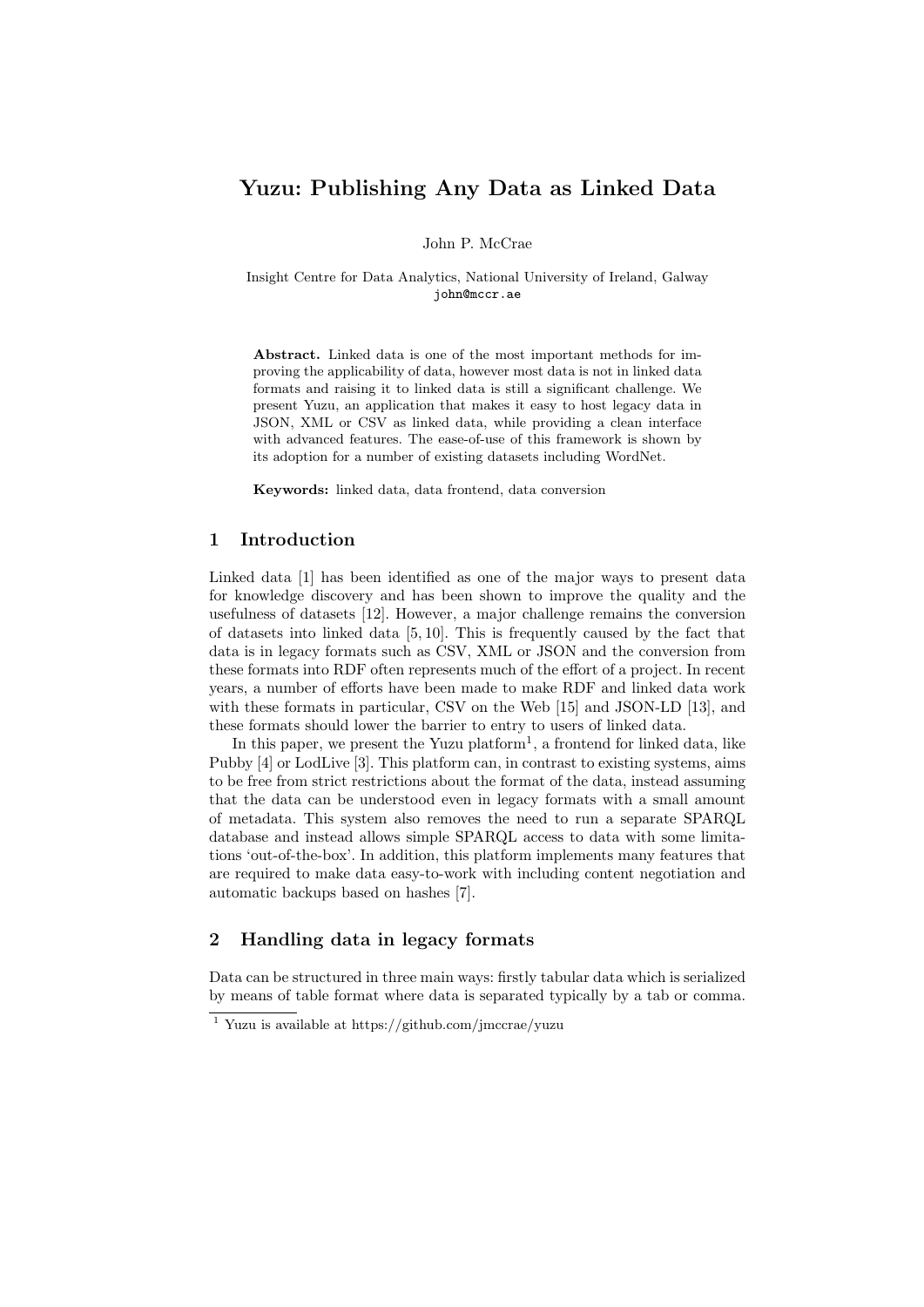# Yuzu: Publishing Any Data as Linked Data

John P. McCrae

Insight Centre for Data Analytics, National University of Ireland, Galway
john@mccr.ae

**Abstract.** Linked data is one of the most important methods for improving the applicability of data, however most data is not in linked data formats and raising it to linked data is still a significant challenge. We present Yuzu, an application that makes it easy to host legacy data in JSON, XML or CSV as linked data, while providing a clean interface with advanced features. The ease-of-use of this framework is shown by its adoption for a number of existing datasets including WordNet.

**Keywords:** linked data, data frontend, data conversion

## 1 Introduction

Linked data [1] has been identified as one of the major ways to present data for knowledge discovery and has been shown to improve the quality and the usefulness of datasets [12]. However, a major challenge remains the conversion of datasets into linked data [5, 10]. This is frequently caused by the fact that data is in legacy formats such as CSV, XML or JSON and the conversion from these formats into RDF often represents much of the effort of a project. In recent years, a number of efforts have been made to make RDF and linked data work with these formats in particular, CSV on the Web [15] and JSON-LD [13], and these formats should lower the barrier to entry to users of linked data.

In this paper, we present the Yuzu platform[1], a frontend for linked data, like Pubby [4] or LodLive [3]. This platform can, in contrast to existing systems, aims to be free from strict restrictions about the format of the data, instead assuming that the data can be understood even in legacy formats with a small amount of metadata. This system also removes the need to run a separate SPARQL database and instead allows simple SPARQL access to data with some limitations 'out-of-the-box'. In addition, this platform implements many features that are required to make data easy-to-work with including content negotiation and automatic backups based on hashes [7].

## 2 Handling data in legacy formats

Data can be structured in three main ways: firstly tabular data which is serialized by means of table format where data is separated typically by a tab or comma.

[1] Yuzu is available at https://github.com/jmccrae/yuzu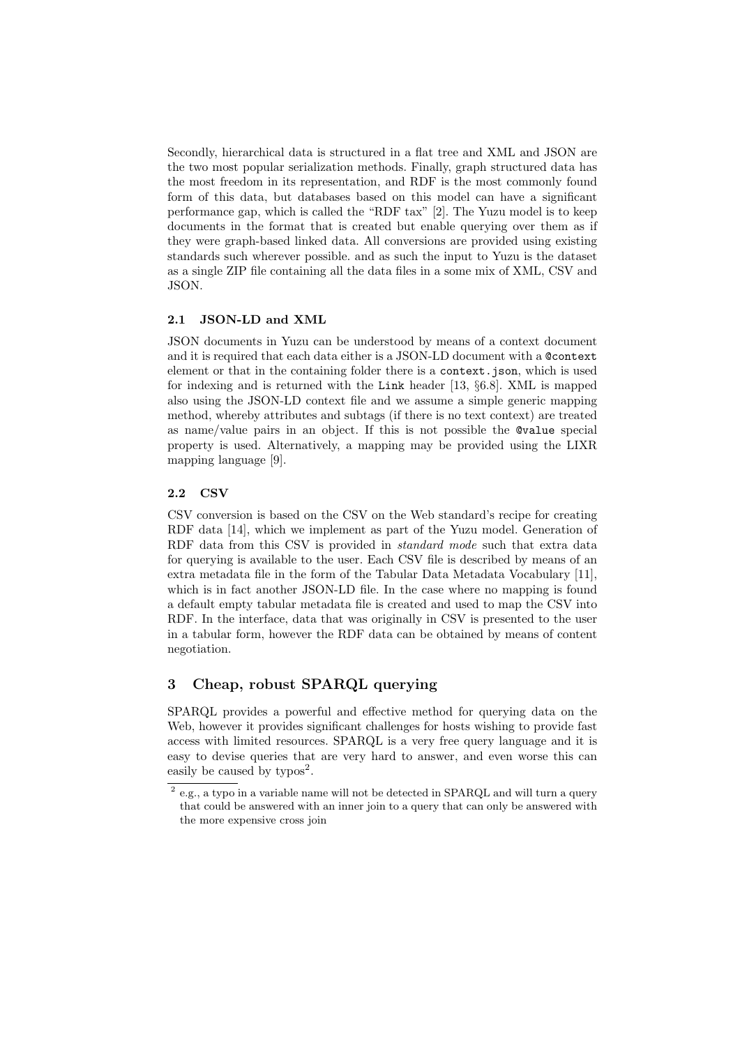Secondly, hierarchical data is structured in a flat tree and XML and JSON are the two most popular serialization methods. Finally, graph structured data has the most freedom in its representation, and RDF is the most commonly found form of this data, but databases based on this model can have a significant performance gap, which is called the "RDF tax" [2]. The Yuzu model is to keep documents in the format that is created but enable querying over them as if they were graph-based linked data. All conversions are provided using existing standards such wherever possible. and as such the input to Yuzu is the dataset as a single ZIP file containing all the data files in a some mix of XML, CSV and JSON.

### 2.1 JSON-LD and XML

JSON documents in Yuzu can be understood by means of a context document and it is required that each data either is a JSON-LD document with a `@context` element or that in the containing folder there is a `context.json`, which is used for indexing and is returned with the `Link` header [13, §6.8]. XML is mapped also using the JSON-LD context file and we assume a simple generic mapping method, whereby attributes and subtags (if there is no text context) are treated as name/value pairs in an object. If this is not possible the `@value` special property is used. Alternatively, a mapping may be provided using the LIXR mapping language [9].

### 2.2 CSV

CSV conversion is based on the CSV on the Web standard's recipe for creating RDF data [14], which we implement as part of the Yuzu model. Generation of RDF data from this CSV is provided in *standard mode* such that extra data for querying is available to the user. Each CSV file is described by means of an extra metadata file in the form of the Tabular Data Metadata Vocabulary [11], which is in fact another JSON-LD file. In the case where no mapping is found a default empty tabular metadata file is created and used to map the CSV into RDF. In the interface, data that was originally in CSV is presented to the user in a tabular form, however the RDF data can be obtained by means of content negotiation.

## 3 Cheap, robust SPARQL querying

SPARQL provides a powerful and effective method for querying data on the Web, however it provides significant challenges for hosts wishing to provide fast access with limited resources. SPARQL is a very free query language and it is easy to devise queries that are very hard to answer, and even worse this can easily be caused by typos[2].

[2] e.g., a typo in a variable name will not be detected in SPARQL and will turn a query that could be answered with an inner join to a query that can only be answered with the more expensive cross join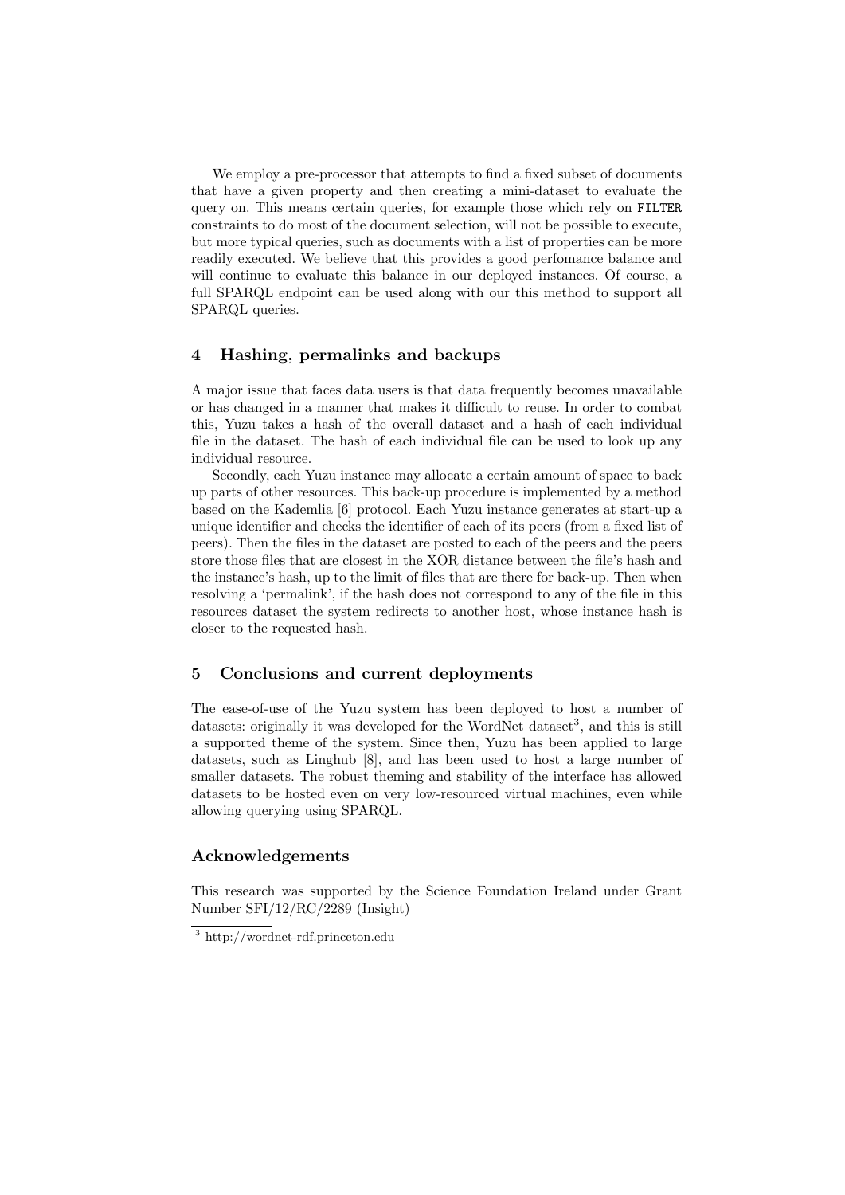We employ a pre-processor that attempts to find a fixed subset of documents that have a given property and then creating a mini-dataset to evaluate the query on. This means certain queries, for example those which rely on `FILTER` constraints to do most of the document selection, will not be possible to execute, but more typical queries, such as documents with a list of properties can be more readily executed. We believe that this provides a good perfomance balance and will continue to evaluate this balance in our deployed instances. Of course, a full SPARQL endpoint can be used along with our this method to support all SPARQL queries.

## 4 Hashing, permalinks and backups

A major issue that faces data users is that data frequently becomes unavailable or has changed in a manner that makes it difficult to reuse. In order to combat this, Yuzu takes a hash of the overall dataset and a hash of each individual file in the dataset. The hash of each individual file can be used to look up any individual resource.

Secondly, each Yuzu instance may allocate a certain amount of space to back up parts of other resources. This back-up procedure is implemented by a method based on the Kademlia [6] protocol. Each Yuzu instance generates at start-up a unique identifier and checks the identifier of each of its peers (from a fixed list of peers). Then the files in the dataset are posted to each of the peers and the peers store those files that are closest in the XOR distance between the file's hash and the instance's hash, up to the limit of files that are there for back-up. Then when resolving a 'permalink', if the hash does not correspond to any of the file in this resources dataset the system redirects to another host, whose instance hash is closer to the requested hash.

## 5 Conclusions and current deployments

The ease-of-use of the Yuzu system has been deployed to host a number of datasets: originally it was developed for the WordNet dataset[3], and this is still a supported theme of the system. Since then, Yuzu has been applied to large datasets, such as Linghub [8], and has been used to host a large number of smaller datasets. The robust theming and stability of the interface has allowed datasets to be hosted even on very low-resourced virtual machines, even while allowing querying using SPARQL.

## Acknowledgements

This research was supported by the Science Foundation Ireland under Grant Number SFI/12/RC/2289 (Insight)

[3] http://wordnet-rdf.princeton.edu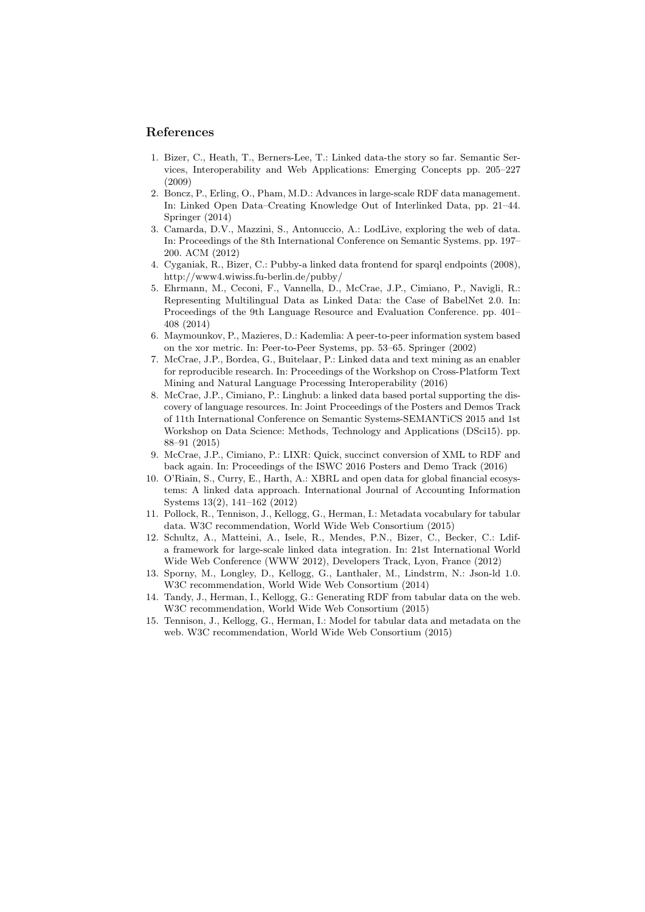## References

1. Bizer, C., Heath, T., Berners-Lee, T.: Linked data-the story so far. Semantic Services, Interoperability and Web Applications: Emerging Concepts pp. 205–227 (2009)
2. Boncz, P., Erling, O., Pham, M.D.: Advances in large-scale RDF data management. In: Linked Open Data–Creating Knowledge Out of Interlinked Data, pp. 21–44. Springer (2014)
3. Camarda, D.V., Mazzini, S., Antonuccio, A.: LodLive, exploring the web of data. In: Proceedings of the 8th International Conference on Semantic Systems. pp. 197–200. ACM (2012)
4. Cyganiak, R., Bizer, C.: Pubby-a linked data frontend for sparql endpoints (2008), http://www4.wiwiss.fu-berlin.de/pubby/
5. Ehrmann, M., Ceconi, F., Vannella, D., McCrae, J.P., Cimiano, P., Navigli, R.: Representing Multilingual Data as Linked Data: the Case of BabelNet 2.0. In: Proceedings of the 9th Language Resource and Evaluation Conference. pp. 401–408 (2014)
6. Maymounkov, P., Mazieres, D.: Kademlia: A peer-to-peer information system based on the xor metric. In: Peer-to-Peer Systems, pp. 53–65. Springer (2002)
7. McCrae, J.P., Bordea, G., Buitelaar, P.: Linked data and text mining as an enabler for reproducible research. In: Proceedings of the Workshop on Cross-Platform Text Mining and Natural Language Processing Interoperability (2016)
8. McCrae, J.P., Cimiano, P.: Linghub: a linked data based portal supporting the discovery of language resources. In: Joint Proceedings of the Posters and Demos Track of 11th International Conference on Semantic Systems-SEMANTiCS 2015 and 1st Workshop on Data Science: Methods, Technology and Applications (DSci15). pp. 88–91 (2015)
9. McCrae, J.P., Cimiano, P.: LIXR: Quick, succinct conversion of XML to RDF and back again. In: Proceedings of the ISWC 2016 Posters and Demo Track (2016)
10. O'Riain, S., Curry, E., Harth, A.: XBRL and open data for global financial ecosystems: A linked data approach. International Journal of Accounting Information Systems 13(2), 141–162 (2012)
11. Pollock, R., Tennison, J., Kellogg, G., Herman, I.: Metadata vocabulary for tabular data. W3C recommendation, World Wide Web Consortium (2015)
12. Schultz, A., Matteini, A., Isele, R., Mendes, P.N., Bizer, C., Becker, C.: Ldif-a framework for large-scale linked data integration. In: 21st International World Wide Web Conference (WWW 2012), Developers Track, Lyon, France (2012)
13. Sporny, M., Longley, D., Kellogg, G., Lanthaler, M., Lindstrm, N.: Json-ld 1.0. W3C recommendation, World Wide Web Consortium (2014)
14. Tandy, J., Herman, I., Kellogg, G.: Generating RDF from tabular data on the web. W3C recommendation, World Wide Web Consortium (2015)
15. Tennison, J., Kellogg, G., Herman, I.: Model for tabular data and metadata on the web. W3C recommendation, World Wide Web Consortium (2015)